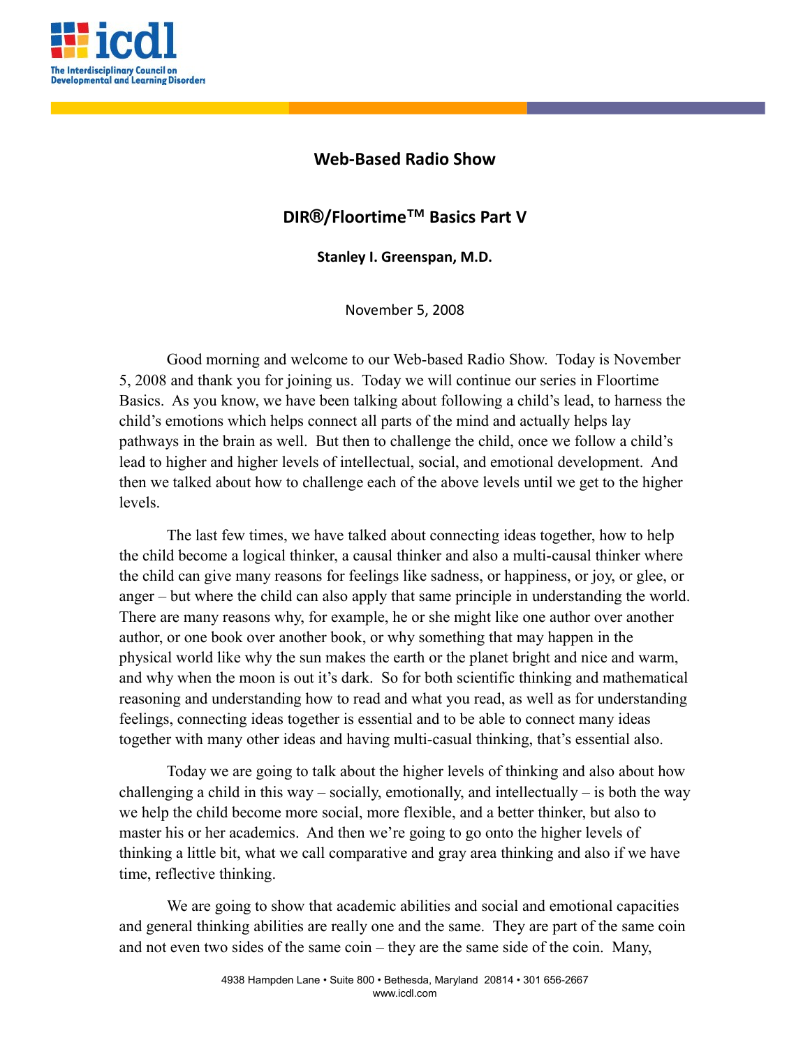# Web-Based Radio Show

## DIR®/Floortime™ Basics Part V

**Stanley I. Greenspan, M.D.**

November 5, 2008

Good morning and welcome to our Web-based Radio Show. Today is November 5, 2008 and thank you for joining us. Today we will continue our series in Floortime Basics. As you know, we have been talking about following a child's lead, to harness the child's emotions which helps connect all parts of the mind and actually helps lay pathways in the brain as well. But then to challenge the child, once we follow a child's lead to higher and higher levels of intellectual, social, and emotional development. And then we talked about how to challenge each of the above levels until we get to the higher levels.

The last few times, we have talked about connecting ideas together, how to help the child become a logical thinker, a causal thinker and also a multi-causal thinker where the child can give many reasons for feelings like sadness, or happiness, or joy, or glee, or anger – but where the child can also apply that same principle in understanding the world. There are many reasons why, for example, he or she might like one author over another author, or one book over another book, or why something that may happen in the physical world like why the sun makes the earth or the planet bright and nice and warm, and why when the moon is out it's dark. So for both scientific thinking and mathematical reasoning and understanding how to read and what you read, as well as for understanding feelings, connecting ideas together is essential and to be able to connect many ideas together with many other ideas and having multi-casual thinking, that's essential also.

Today we are going to talk about the higher levels of thinking and also about how challenging a child in this way – socially, emotionally, and intellectually – is both the way we help the child become more social, more flexible, and a better thinker, but also to master his or her academics. And then we're going to go onto the higher levels of thinking a little bit, what we call comparative and gray area thinking and also if we have time, reflective thinking.

We are going to show that academic abilities and social and emotional capacities and general thinking abilities are really one and the same. They are part of the same coin and not even two sides of the same coin – they are the same side of the coin. Many,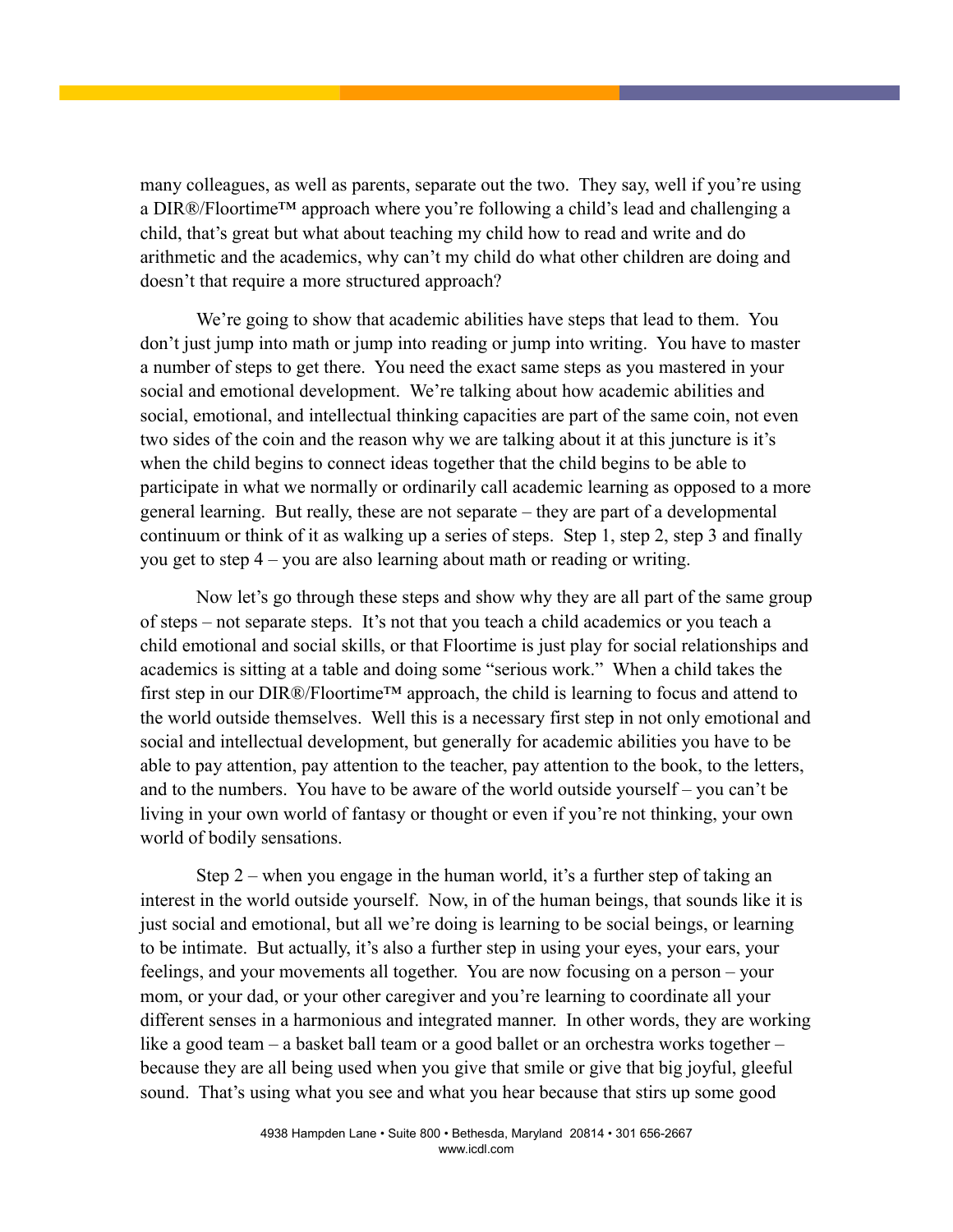many colleagues, as well as parents, separate out the two. They say, well if you're using a DIR®/Floortime™ approach where you're following a child's lead and challenging a child, that's great but what about teaching my child how to read and write and do arithmetic and the academics, why can't my child do what other children are doing and doesn't that require a more structured approach?

We're going to show that academic abilities have steps that lead to them. You don't just jump into math or jump into reading or jump into writing. You have to master a number of steps to get there. You need the exact same steps as you mastered in your social and emotional development. We're talking about how academic abilities and social, emotional, and intellectual thinking capacities are part of the same coin, not even two sides of the coin and the reason why we are talking about it at this juncture is it's when the child begins to connect ideas together that the child begins to be able to participate in what we normally or ordinarily call academic learning as opposed to a more general learning. But really, these are not separate – they are part of a developmental continuum or think of it as walking up a series of steps. Step 1, step 2, step 3 and finally you get to step 4 – you are also learning about math or reading or writing.

Now let's go through these steps and show why they are all part of the same group of steps – not separate steps. It's not that you teach a child academics or you teach a child emotional and social skills, or that Floortime is just play for social relationships and academics is sitting at a table and doing some "serious work." When a child takes the first step in our DIR®/Floortime™ approach, the child is learning to focus and attend to the world outside themselves. Well this is a necessary first step in not only emotional and social and intellectual development, but generally for academic abilities you have to be able to pay attention, pay attention to the teacher, pay attention to the book, to the letters, and to the numbers. You have to be aware of the world outside yourself – you can't be living in your own world of fantasy or thought or even if you're not thinking, your own world of bodily sensations.

Step 2 – when you engage in the human world, it's a further step of taking an interest in the world outside yourself. Now, in of the human beings, that sounds like it is just social and emotional, but all we're doing is learning to be social beings, or learning to be intimate. But actually, it's also a further step in using your eyes, your ears, your feelings, and your movements all together. You are now focusing on a person – your mom, or your dad, or your other caregiver and you're learning to coordinate all your different senses in a harmonious and integrated manner. In other words, they are working like a good team – a basket ball team or a good ballet or an orchestra works together – because they are all being used when you give that smile or give that big joyful, gleeful sound. That's using what you see and what you hear because that stirs up some good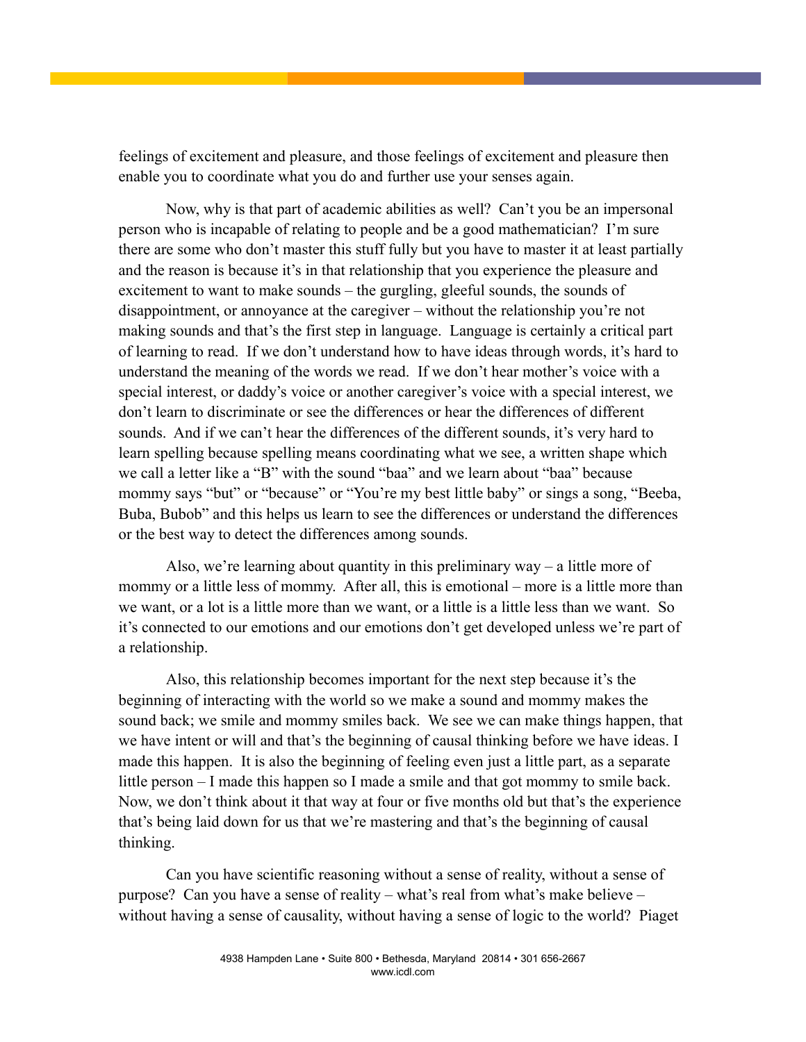feelings of excitement and pleasure, and those feelings of excitement and pleasure then enable you to coordinate what you do and further use your senses again.

Now, why is that part of academic abilities as well? Can't you be an impersonal person who is incapable of relating to people and be a good mathematician? I'm sure there are some who don't master this stuff fully but you have to master it at least partially and the reason is because it's in that relationship that you experience the pleasure and excitement to want to make sounds – the gurgling, gleeful sounds, the sounds of disappointment, or annoyance at the caregiver – without the relationship you're not making sounds and that's the first step in language. Language is certainly a critical part of learning to read. If we don't understand how to have ideas through words, it's hard to understand the meaning of the words we read. If we don't hear mother's voice with a special interest, or daddy's voice or another caregiver's voice with a special interest, we don't learn to discriminate or see the differences or hear the differences of different sounds. And if we can't hear the differences of the different sounds, it's very hard to learn spelling because spelling means coordinating what we see, a written shape which we call a letter like a "B" with the sound "baa" and we learn about "baa" because mommy says "but" or "because" or "You're my best little baby" or sings a song, "Beeba, Buba, Bubob" and this helps us learn to see the differences or understand the differences or the best way to detect the differences among sounds.

Also, we're learning about quantity in this preliminary way – a little more of mommy or a little less of mommy. After all, this is emotional – more is a little more than we want, or a lot is a little more than we want, or a little is a little less than we want. So it's connected to our emotions and our emotions don't get developed unless we're part of a relationship.

Also, this relationship becomes important for the next step because it's the beginning of interacting with the world so we make a sound and mommy makes the sound back; we smile and mommy smiles back. We see we can make things happen, that we have intent or will and that's the beginning of causal thinking before we have ideas. I made this happen. It is also the beginning of feeling even just a little part, as a separate little person – I made this happen so I made a smile and that got mommy to smile back. Now, we don't think about it that way at four or five months old but that's the experience that's being laid down for us that we're mastering and that's the beginning of causal thinking.

Can you have scientific reasoning without a sense of reality, without a sense of purpose? Can you have a sense of reality – what's real from what's make believe – without having a sense of causality, without having a sense of logic to the world? Piaget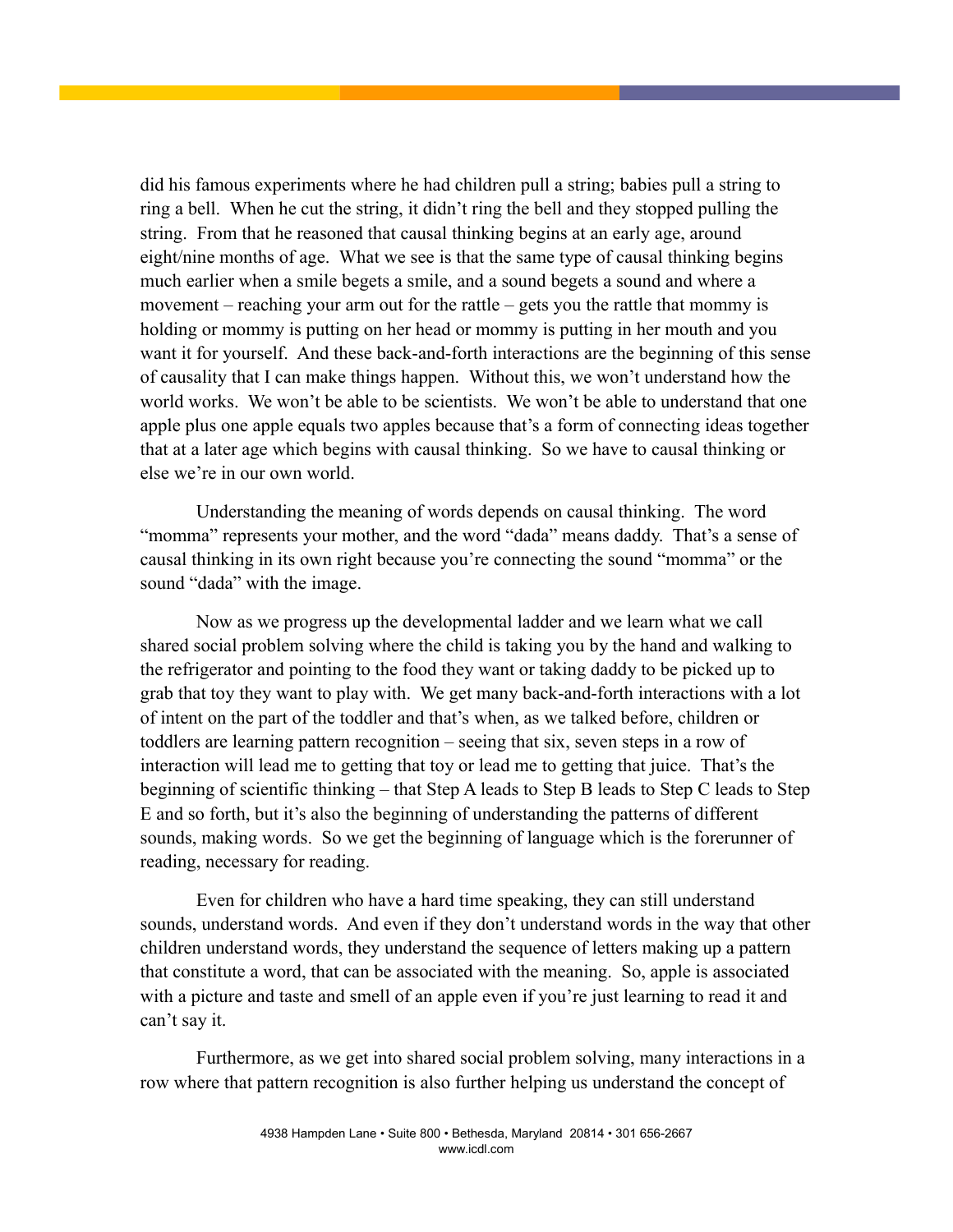did his famous experiments where he had children pull a string; babies pull a string to ring a bell. When he cut the string, it didn't ring the bell and they stopped pulling the string. From that he reasoned that causal thinking begins at an early age, around eight/nine months of age. What we see is that the same type of causal thinking begins much earlier when a smile begets a smile, and a sound begets a sound and where a movement – reaching your arm out for the rattle – gets you the rattle that mommy is holding or mommy is putting on her head or mommy is putting in her mouth and you want it for yourself. And these back-and-forth interactions are the beginning of this sense of causality that I can make things happen. Without this, we won't understand how the world works. We won't be able to be scientists. We won't be able to understand that one apple plus one apple equals two apples because that's a form of connecting ideas together that at a later age which begins with causal thinking. So we have to causal thinking or else we're in our own world.

Understanding the meaning of words depends on causal thinking. The word "momma" represents your mother, and the word "dada" means daddy. That's a sense of causal thinking in its own right because you're connecting the sound "momma" or the sound "dada" with the image.

Now as we progress up the developmental ladder and we learn what we call shared social problem solving where the child is taking you by the hand and walking to the refrigerator and pointing to the food they want or taking daddy to be picked up to grab that toy they want to play with. We get many back-and-forth interactions with a lot of intent on the part of the toddler and that's when, as we talked before, children or toddlers are learning pattern recognition – seeing that six, seven steps in a row of interaction will lead me to getting that toy or lead me to getting that juice. That's the beginning of scientific thinking – that Step A leads to Step B leads to Step C leads to Step E and so forth, but it's also the beginning of understanding the patterns of different sounds, making words. So we get the beginning of language which is the forerunner of reading, necessary for reading.

Even for children who have a hard time speaking, they can still understand sounds, understand words. And even if they don't understand words in the way that other children understand words, they understand the sequence of letters making up a pattern that constitute a word, that can be associated with the meaning. So, apple is associated with a picture and taste and smell of an apple even if you're just learning to read it and can't say it.

Furthermore, as we get into shared social problem solving, many interactions in a row where that pattern recognition is also further helping us understand the concept of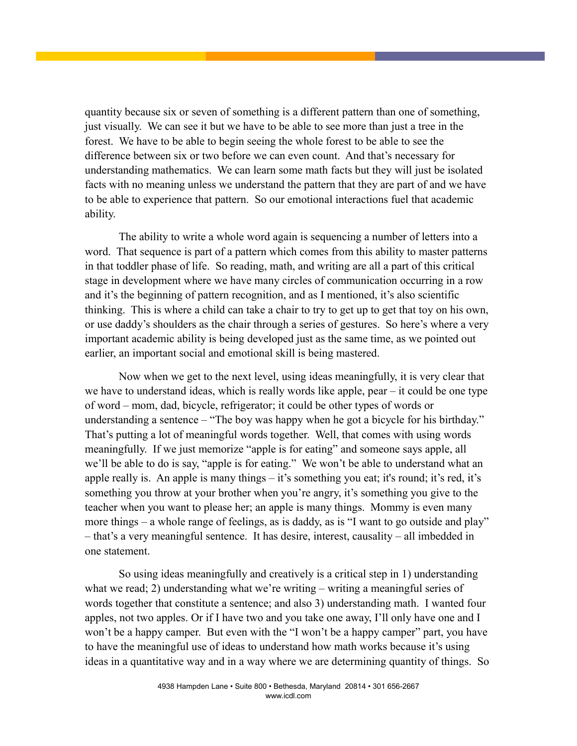quantity because six or seven of something is a different pattern than one of something, just visually. We can see it but we have to be able to see more than just a tree in the forest. We have to be able to begin seeing the whole forest to be able to see the difference between six or two before we can even count. And that's necessary for understanding mathematics. We can learn some math facts but they will just be isolated facts with no meaning unless we understand the pattern that they are part of and we have to be able to experience that pattern. So our emotional interactions fuel that academic ability.

The ability to write a whole word again is sequencing a number of letters into a word. That sequence is part of a pattern which comes from this ability to master patterns in that toddler phase of life. So reading, math, and writing are all a part of this critical stage in development where we have many circles of communication occurring in a row and it's the beginning of pattern recognition, and as I mentioned, it's also scientific thinking. This is where a child can take a chair to try to get up to get that toy on his own, or use daddy's shoulders as the chair through a series of gestures. So here's where a very important academic ability is being developed just as the same time, as we pointed out earlier, an important social and emotional skill is being mastered.

Now when we get to the next level, using ideas meaningfully, it is very clear that we have to understand ideas, which is really words like apple, pear – it could be one type of word – mom, dad, bicycle, refrigerator; it could be other types of words or understanding a sentence – "The boy was happy when he got a bicycle for his birthday." That's putting a lot of meaningful words together. Well, that comes with using words meaningfully. If we just memorize "apple is for eating" and someone says apple, all we'll be able to do is say, "apple is for eating." We won't be able to understand what an apple really is. An apple is many things – it's something you eat; it's round; it's red, it's something you throw at your brother when you're angry, it's something you give to the teacher when you want to please her; an apple is many things. Mommy is even many more things – a whole range of feelings, as is daddy, as is "I want to go outside and play" – that's a very meaningful sentence. It has desire, interest, causality – all imbedded in one statement.

So using ideas meaningfully and creatively is a critical step in 1) understanding what we read; 2) understanding what we're writing – writing a meaningful series of words together that constitute a sentence; and also 3) understanding math. I wanted four apples, not two apples. Or if I have two and you take one away, I'll only have one and I won't be a happy camper. But even with the "I won't be a happy camper" part, you have to have the meaningful use of ideas to understand how math works because it's using ideas in a quantitative way and in a way where we are determining quantity of things. So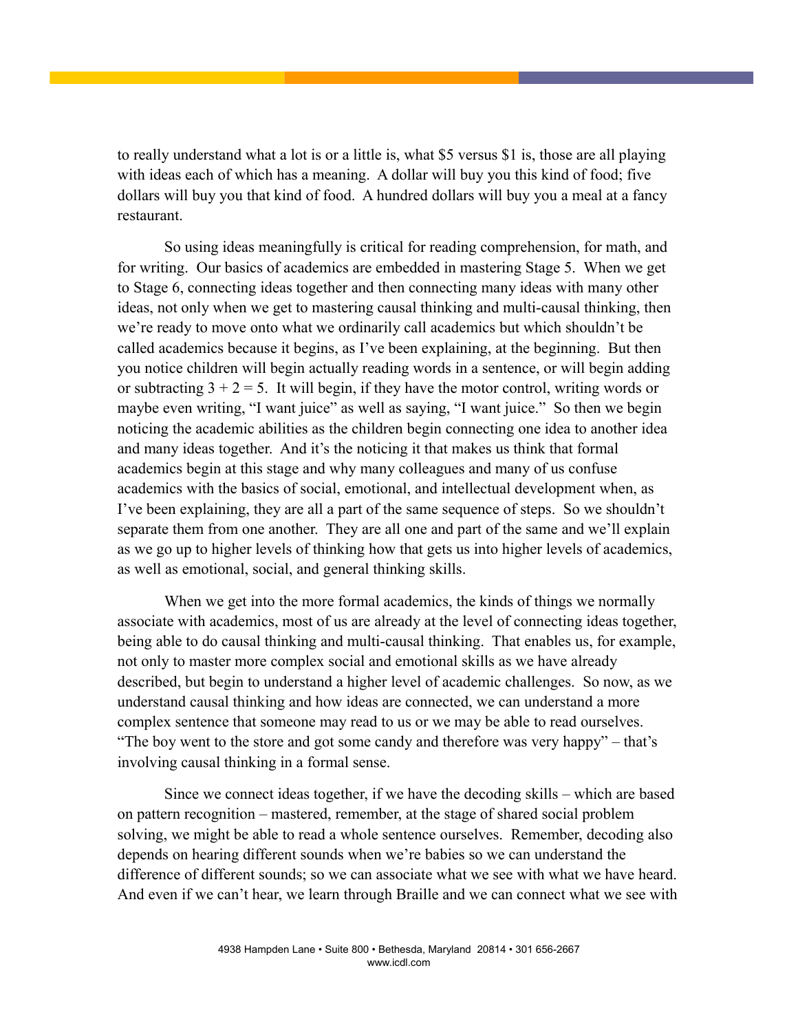to really understand what a lot is or a little is, what $5 versus $1 is, those are all playing with ideas each of which has a meaning. A dollar will buy you this kind of food; five dollars will buy you that kind of food. A hundred dollars will buy you a meal at a fancy restaurant.

So using ideas meaningfully is critical for reading comprehension, for math, and for writing. Our basics of academics are embedded in mastering Stage 5. When we get to Stage 6, connecting ideas together and then connecting many ideas with many other ideas, not only when we get to mastering causal thinking and multi-causal thinking, then we're ready to move onto what we ordinarily call academics but which shouldn't be called academics because it begins, as I've been explaining, at the beginning. But then you notice children will begin actually reading words in a sentence, or will begin adding or subtracting $3 + 2 = 5$. It will begin, if they have the motor control, writing words or maybe even writing, "I want juice" as well as saying, "I want juice." So then we begin noticing the academic abilities as the children begin connecting one idea to another idea and many ideas together. And it's the noticing it that makes us think that formal academics begin at this stage and why many colleagues and many of us confuse academics with the basics of social, emotional, and intellectual development when, as I've been explaining, they are all a part of the same sequence of steps. So we shouldn't separate them from one another. They are all one and part of the same and we'll explain as we go up to higher levels of thinking how that gets us into higher levels of academics, as well as emotional, social, and general thinking skills.

When we get into the more formal academics, the kinds of things we normally associate with academics, most of us are already at the level of connecting ideas together, being able to do causal thinking and multi-causal thinking. That enables us, for example, not only to master more complex social and emotional skills as we have already described, but begin to understand a higher level of academic challenges. So now, as we understand causal thinking and how ideas are connected, we can understand a more complex sentence that someone may read to us or we may be able to read ourselves. "The boy went to the store and got some candy and therefore was very happy" – that's involving causal thinking in a formal sense.

Since we connect ideas together, if we have the decoding skills – which are based on pattern recognition – mastered, remember, at the stage of shared social problem solving, we might be able to read a whole sentence ourselves. Remember, decoding also depends on hearing different sounds when we're babies so we can understand the difference of different sounds; so we can associate what we see with what we have heard. And even if we can't hear, we learn through Braille and we can connect what we see with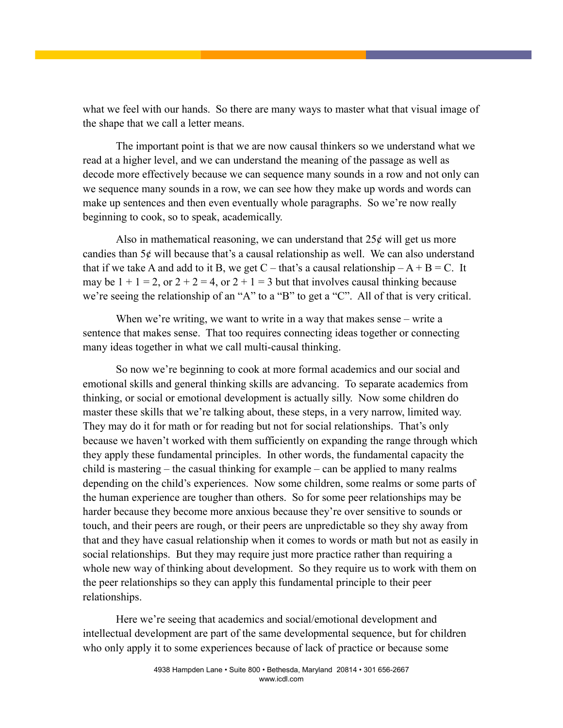what we feel with our hands. So there are many ways to master what that visual image of the shape that we call a letter means.

The important point is that we are now causal thinkers so we understand what we read at a higher level, and we can understand the meaning of the passage as well as decode more effectively because we can sequence many sounds in a row and not only can we sequence many sounds in a row, we can see how they make up words and words can make up sentences and then even eventually whole paragraphs. So we're now really beginning to cook, so to speak, academically.

Also in mathematical reasoning, we can understand that 25¢ will get us more candies than 5¢ will because that's a causal relationship as well. We can also understand that if we take A and add to it B, we get C – that's a causal relationship – A + B = C. It may be 1 + 1 = 2, or 2 + 2 = 4, or 2 + 1 = 3 but that involves causal thinking because we're seeing the relationship of an "A" to a "B" to get a "C". All of that is very critical.

When we're writing, we want to write in a way that makes sense – write a sentence that makes sense. That too requires connecting ideas together or connecting many ideas together in what we call multi-causal thinking.

So now we're beginning to cook at more formal academics and our social and emotional skills and general thinking skills are advancing. To separate academics from thinking, or social or emotional development is actually silly. Now some children do master these skills that we're talking about, these steps, in a very narrow, limited way. They may do it for math or for reading but not for social relationships. That's only because we haven't worked with them sufficiently on expanding the range through which they apply these fundamental principles. In other words, the fundamental capacity the child is mastering – the casual thinking for example – can be applied to many realms depending on the child's experiences. Now some children, some realms or some parts of the human experience are tougher than others. So for some peer relationships may be harder because they become more anxious because they're over sensitive to sounds or touch, and their peers are rough, or their peers are unpredictable so they shy away from that and they have casual relationship when it comes to words or math but not as easily in social relationships. But they may require just more practice rather than requiring a whole new way of thinking about development. So they require us to work with them on the peer relationships so they can apply this fundamental principle to their peer relationships.

Here we're seeing that academics and social/emotional development and intellectual development are part of the same developmental sequence, but for children who only apply it to some experiences because of lack of practice or because some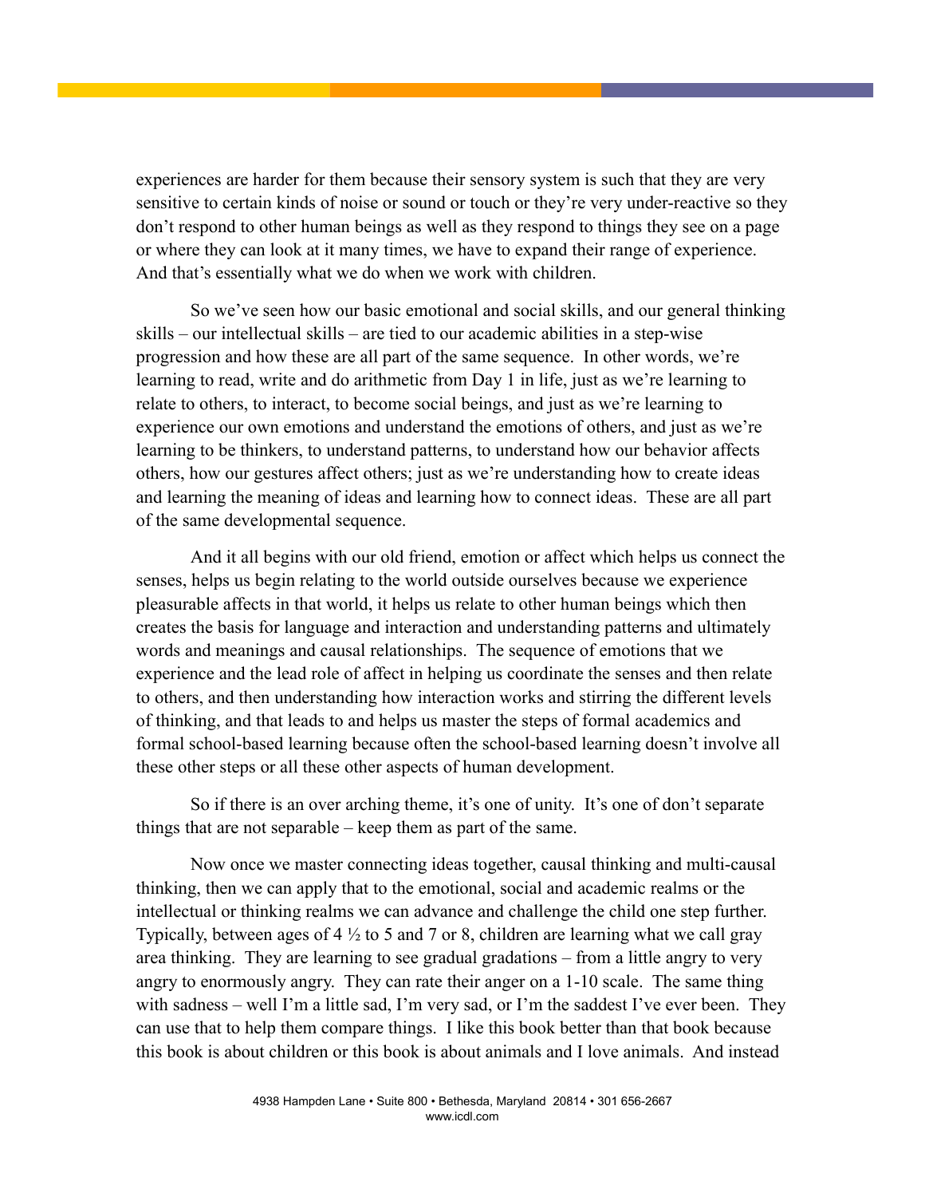experiences are harder for them because their sensory system is such that they are very sensitive to certain kinds of noise or sound or touch or they're very under-reactive so they don't respond to other human beings as well as they respond to things they see on a page or where they can look at it many times, we have to expand their range of experience. And that's essentially what we do when we work with children.

So we've seen how our basic emotional and social skills, and our general thinking skills – our intellectual skills – are tied to our academic abilities in a step-wise progression and how these are all part of the same sequence. In other words, we're learning to read, write and do arithmetic from Day 1 in life, just as we're learning to relate to others, to interact, to become social beings, and just as we're learning to experience our own emotions and understand the emotions of others, and just as we're learning to be thinkers, to understand patterns, to understand how our behavior affects others, how our gestures affect others; just as we're understanding how to create ideas and learning the meaning of ideas and learning how to connect ideas. These are all part of the same developmental sequence.

And it all begins with our old friend, emotion or affect which helps us connect the senses, helps us begin relating to the world outside ourselves because we experience pleasurable affects in that world, it helps us relate to other human beings which then creates the basis for language and interaction and understanding patterns and ultimately words and meanings and causal relationships. The sequence of emotions that we experience and the lead role of affect in helping us coordinate the senses and then relate to others, and then understanding how interaction works and stirring the different levels of thinking, and that leads to and helps us master the steps of formal academics and formal school-based learning because often the school-based learning doesn't involve all these other steps or all these other aspects of human development.

So if there is an over arching theme, it's one of unity. It's one of don't separate things that are not separable – keep them as part of the same.

Now once we master connecting ideas together, causal thinking and multi-causal thinking, then we can apply that to the emotional, social and academic realms or the intellectual or thinking realms we can advance and challenge the child one step further. Typically, between ages of 4 ½ to 5 and 7 or 8, children are learning what we call gray area thinking. They are learning to see gradual gradations – from a little angry to very angry to enormously angry. They can rate their anger on a 1-10 scale. The same thing with sadness – well I'm a little sad, I'm very sad, or I'm the saddest I've ever been. They can use that to help them compare things. I like this book better than that book because this book is about children or this book is about animals and I love animals. And instead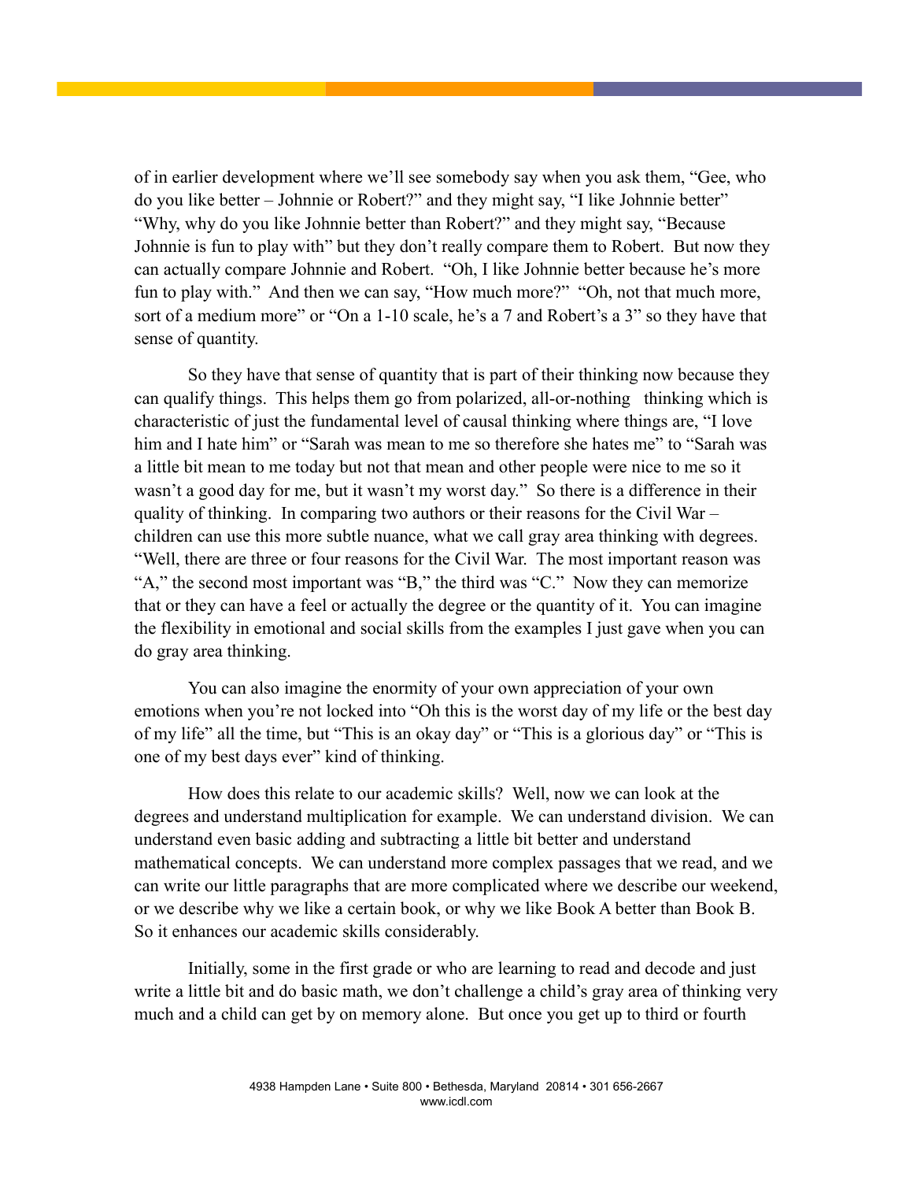of in earlier development where we'll see somebody say when you ask them, "Gee, who do you like better – Johnnie or Robert?" and they might say, "I like Johnnie better" "Why, why do you like Johnnie better than Robert?" and they might say, "Because Johnnie is fun to play with" but they don't really compare them to Robert. But now they can actually compare Johnnie and Robert. "Oh, I like Johnnie better because he's more fun to play with." And then we can say, "How much more?" "Oh, not that much more, sort of a medium more" or "On a 1-10 scale, he's a 7 and Robert's a 3" so they have that sense of quantity.

So they have that sense of quantity that is part of their thinking now because they can qualify things. This helps them go from polarized, all-or-nothing thinking which is characteristic of just the fundamental level of causal thinking where things are, "I love him and I hate him" or "Sarah was mean to me so therefore she hates me" to "Sarah was a little bit mean to me today but not that mean and other people were nice to me so it wasn't a good day for me, but it wasn't my worst day." So there is a difference in their quality of thinking. In comparing two authors or their reasons for the Civil War – children can use this more subtle nuance, what we call gray area thinking with degrees. "Well, there are three or four reasons for the Civil War. The most important reason was "A," the second most important was "B," the third was "C." Now they can memorize that or they can have a feel or actually the degree or the quantity of it. You can imagine the flexibility in emotional and social skills from the examples I just gave when you can do gray area thinking.

You can also imagine the enormity of your own appreciation of your own emotions when you're not locked into "Oh this is the worst day of my life or the best day of my life" all the time, but "This is an okay day" or "This is a glorious day" or "This is one of my best days ever" kind of thinking.

How does this relate to our academic skills? Well, now we can look at the degrees and understand multiplication for example. We can understand division. We can understand even basic adding and subtracting a little bit better and understand mathematical concepts. We can understand more complex passages that we read, and we can write our little paragraphs that are more complicated where we describe our weekend, or we describe why we like a certain book, or why we like Book A better than Book B. So it enhances our academic skills considerably.

Initially, some in the first grade or who are learning to read and decode and just write a little bit and do basic math, we don't challenge a child's gray area of thinking very much and a child can get by on memory alone. But once you get up to third or fourth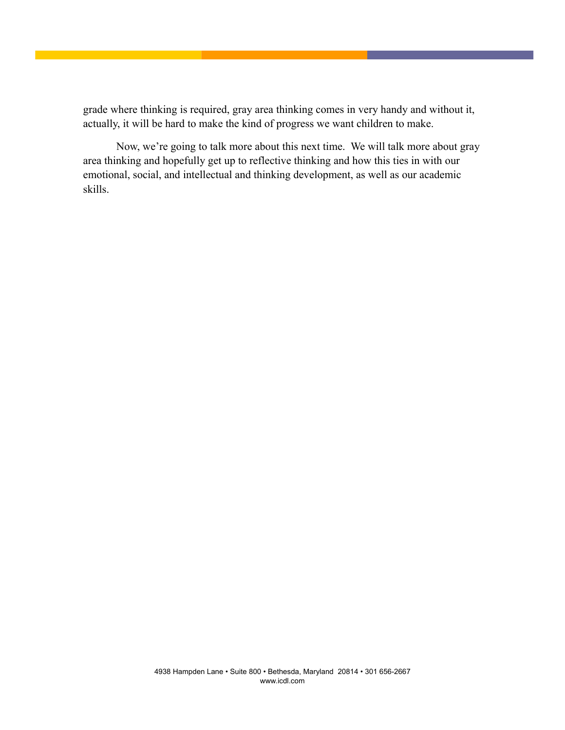grade where thinking is required, gray area thinking comes in very handy and without it, actually, it will be hard to make the kind of progress we want children to make.

Now, we're going to talk more about this next time. We will talk more about gray area thinking and hopefully get up to reflective thinking and how this ties in with our emotional, social, and intellectual and thinking development, as well as our academic skills.